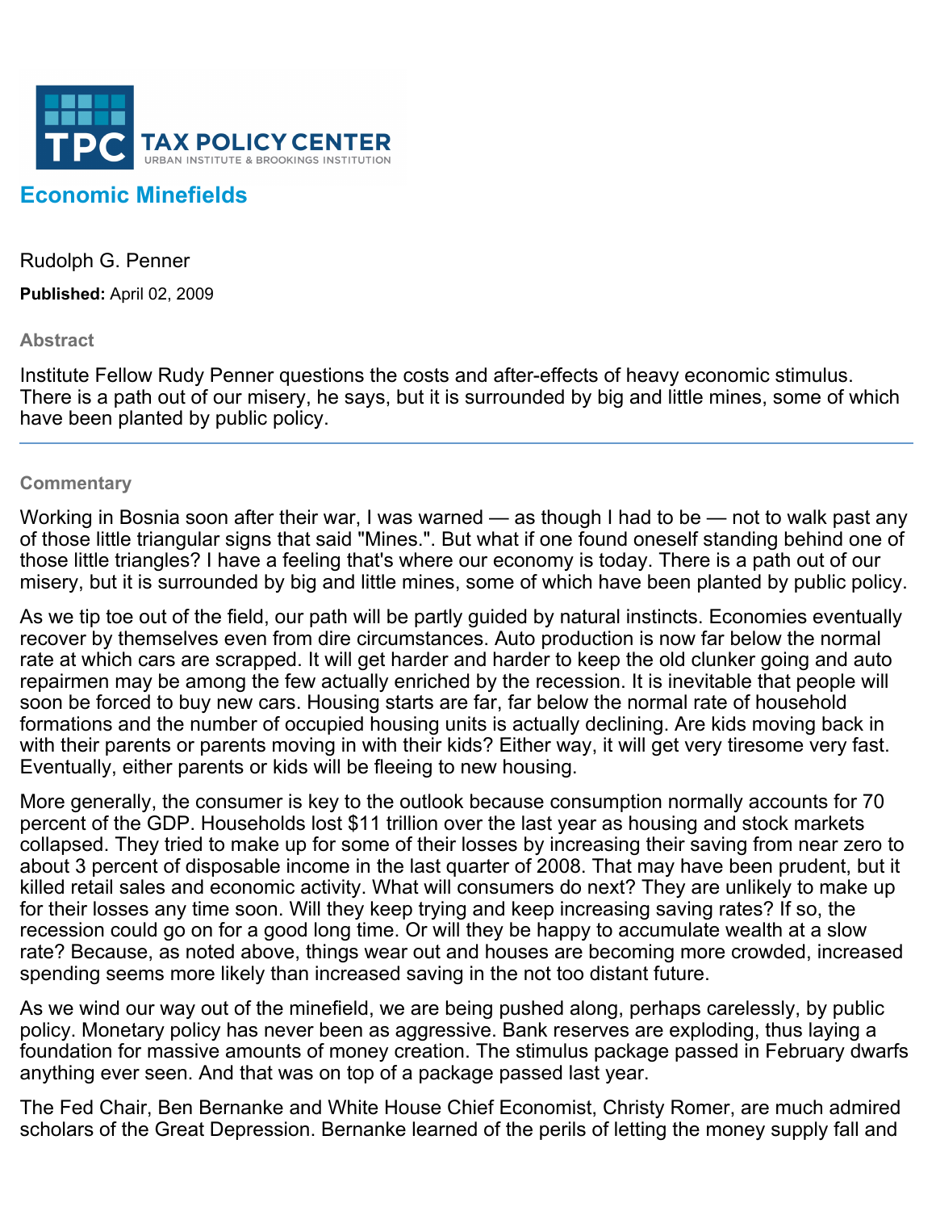TAX POLICY CENTER

URBAN INSTITUTE & BROOKINGS INSTITUTION

# Economic Minefields

Rudolph G. Penner

**Published:** April 02, 2009

### Abstract

Institute Fellow Rudy Penner questions the costs and after-effects of heavy economic stimulus. There is a path out of our misery, he says, but it is surrounded by big and little mines, some of which have been planted by public policy.

### Commentary

Working in Bosnia soon after their war, I was warned — as though I had to be — not to walk past any of those little triangular signs that said "Mines.". But what if one found oneself standing behind one of those little triangles? I have a feeling that's where our economy is today. There is a path out of our misery, but it is surrounded by big and little mines, some of which have been planted by public policy.

As we tip toe out of the field, our path will be partly guided by natural instincts. Economies eventually recover by themselves even from dire circumstances. Auto production is now far below the normal rate at which cars are scrapped. It will get harder and harder to keep the old clunker going and auto repairmen may be among the few actually enriched by the recession. It is inevitable that people will soon be forced to buy new cars. Housing starts are far, far below the normal rate of household formations and the number of occupied housing units is actually declining. Are kids moving back in with their parents or parents moving in with their kids? Either way, it will get very tiresome very fast. Eventually, either parents or kids will be fleeing to new housing.

More generally, the consumer is key to the outlook because consumption normally accounts for 70 percent of the GDP. Households lost $11 trillion over the last year as housing and stock markets collapsed. They tried to make up for some of their losses by increasing their saving from near zero to about 3 percent of disposable income in the last quarter of 2008. That may have been prudent, but it killed retail sales and economic activity. What will consumers do next? They are unlikely to make up for their losses any time soon. Will they keep trying and keep increasing saving rates? If so, the recession could go on for a good long time. Or will they be happy to accumulate wealth at a slow rate? Because, as noted above, things wear out and houses are becoming more crowded, increased spending seems more likely than increased saving in the not too distant future.

As we wind our way out of the minefield, we are being pushed along, perhaps carelessly, by public policy. Monetary policy has never been as aggressive. Bank reserves are exploding, thus laying a foundation for massive amounts of money creation. The stimulus package passed in February dwarfs anything ever seen. And that was on top of a package passed last year.

The Fed Chair, Ben Bernanke and White House Chief Economist, Christy Romer, are much admired scholars of the Great Depression. Bernanke learned of the perils of letting the money supply fall and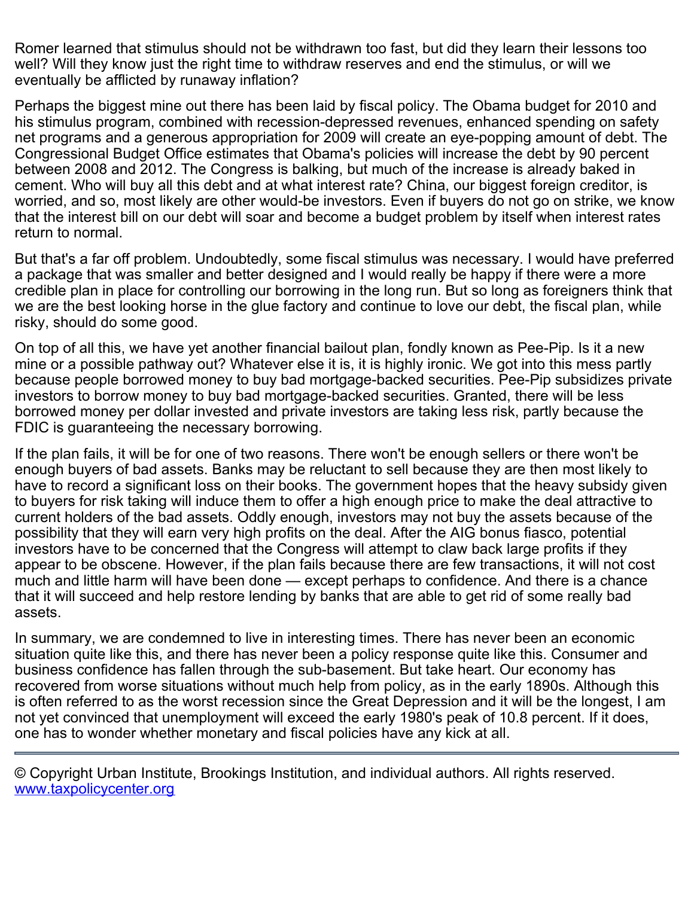Romer learned that stimulus should not be withdrawn too fast, but did they learn their lessons too well? Will they know just the right time to withdraw reserves and end the stimulus, or will we eventually be afflicted by runaway inflation?

Perhaps the biggest mine out there has been laid by fiscal policy. The Obama budget for 2010 and his stimulus program, combined with recession-depressed revenues, enhanced spending on safety net programs and a generous appropriation for 2009 will create an eye-popping amount of debt. The Congressional Budget Office estimates that Obama's policies will increase the debt by 90 percent between 2008 and 2012. The Congress is balking, but much of the increase is already baked in cement. Who will buy all this debt and at what interest rate? China, our biggest foreign creditor, is worried, and so, most likely are other would-be investors. Even if buyers do not go on strike, we know that the interest bill on our debt will soar and become a budget problem by itself when interest rates return to normal.

But that's a far off problem. Undoubtedly, some fiscal stimulus was necessary. I would have preferred a package that was smaller and better designed and I would really be happy if there were a more credible plan in place for controlling our borrowing in the long run. But so long as foreigners think that we are the best looking horse in the glue factory and continue to love our debt, the fiscal plan, while risky, should do some good.

On top of all this, we have yet another financial bailout plan, fondly known as Pee-Pip. Is it a new mine or a possible pathway out? Whatever else it is, it is highly ironic. We got into this mess partly because people borrowed money to buy bad mortgage-backed securities. Pee-Pip subsidizes private investors to borrow money to buy bad mortgage-backed securities. Granted, there will be less borrowed money per dollar invested and private investors are taking less risk, partly because the FDIC is guaranteeing the necessary borrowing.

If the plan fails, it will be for one of two reasons. There won't be enough sellers or there won't be enough buyers of bad assets. Banks may be reluctant to sell because they are then most likely to have to record a significant loss on their books. The government hopes that the heavy subsidy given to buyers for risk taking will induce them to offer a high enough price to make the deal attractive to current holders of the bad assets. Oddly enough, investors may not buy the assets because of the possibility that they will earn very high profits on the deal. After the AIG bonus fiasco, potential investors have to be concerned that the Congress will attempt to claw back large profits if they appear to be obscene. However, if the plan fails because there are few transactions, it will not cost much and little harm will have been done — except perhaps to confidence. And there is a chance that it will succeed and help restore lending by banks that are able to get rid of some really bad assets.

In summary, we are condemned to live in interesting times. There has never been an economic situation quite like this, and there has never been a policy response quite like this. Consumer and business confidence has fallen through the sub-basement. But take heart. Our economy has recovered from worse situations without much help from policy, as in the early 1890s. Although this is often referred to as the worst recession since the Great Depression and it will be the longest, I am not yet convinced that unemployment will exceed the early 1980's peak of 10.8 percent. If it does, one has to wonder whether monetary and fiscal policies have any kick at all.

---

© Copyright Urban Institute, Brookings Institution, and individual authors. All rights reserved.
[www.taxpolicycenter.org](http://www.taxpolicycenter.org)